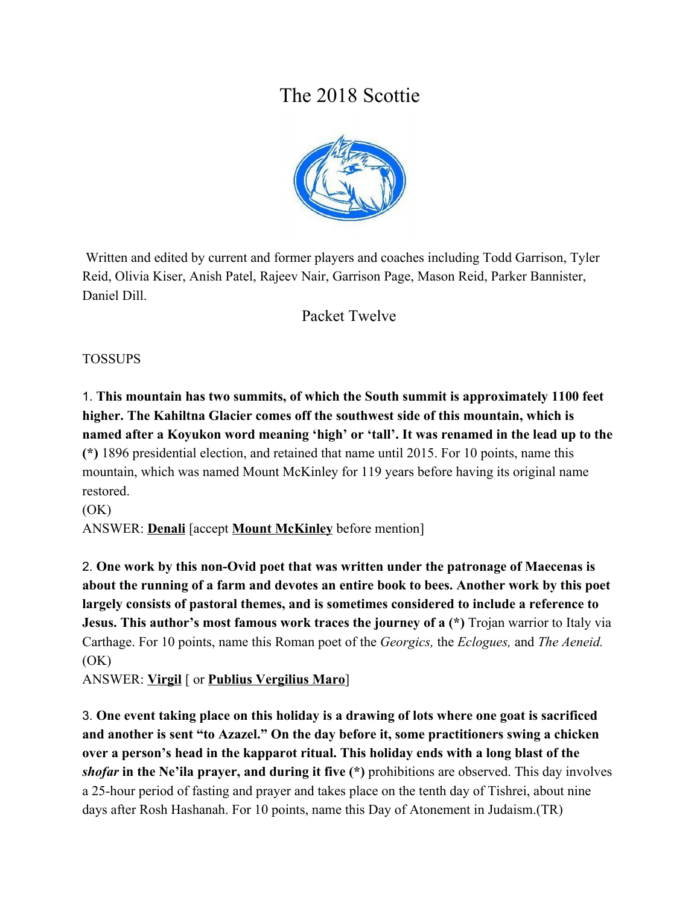# The 2018 Scottie

Written and edited by current and former players and coaches including Todd Garrison, Tyler Reid, Olivia Kiser, Anish Patel, Rajeev Nair, Garrison Page, Mason Reid, Parker Bannister, Daniel Dill.

## Packet Twelve

TOSSUPS

1. **This mountain has two summits, of which the South summit is approximately 1100 feet higher. The Kahiltna Glacier comes off the southwest side of this mountain, which is named after a Koyukon word meaning 'high' or 'tall'. It was renamed in the lead up to the (*)** 1896 presidential election, and retained that name until 2015. For 10 points, name this mountain, which was named Mount McKinley for 119 years before having its original name restored.
(OK)
ANSWER: **Denali** [accept **Mount McKinley** before mention]

2. **One work by this non-Ovid poet that was written under the patronage of Maecenas is about the running of a farm and devotes an entire book to bees. Another work by this poet largely consists of pastoral themes, and is sometimes considered to include a reference to Jesus. This author's most famous work traces the journey of a (*)** Trojan warrior to Italy via Carthage. For 10 points, name this Roman poet of the *Georgics,* the *Eclogues,* and *The Aeneid.*
(OK)
ANSWER: **Virgil** [ or **Publius Vergilius Maro**]

3. **One event taking place on this holiday is a drawing of lots where one goat is sacrificed and another is sent "to Azazel." On the day before it, some practitioners swing a chicken over a person's head in the kapparot ritual. This holiday ends with a long blast of the *shofar* in the Ne'ila prayer, and during it five (*)** prohibitions are observed. This day involves a 25-hour period of fasting and prayer and takes place on the tenth day of Tishrei, about nine days after Rosh Hashanah. For 10 points, name this Day of Atonement in Judaism.(TR)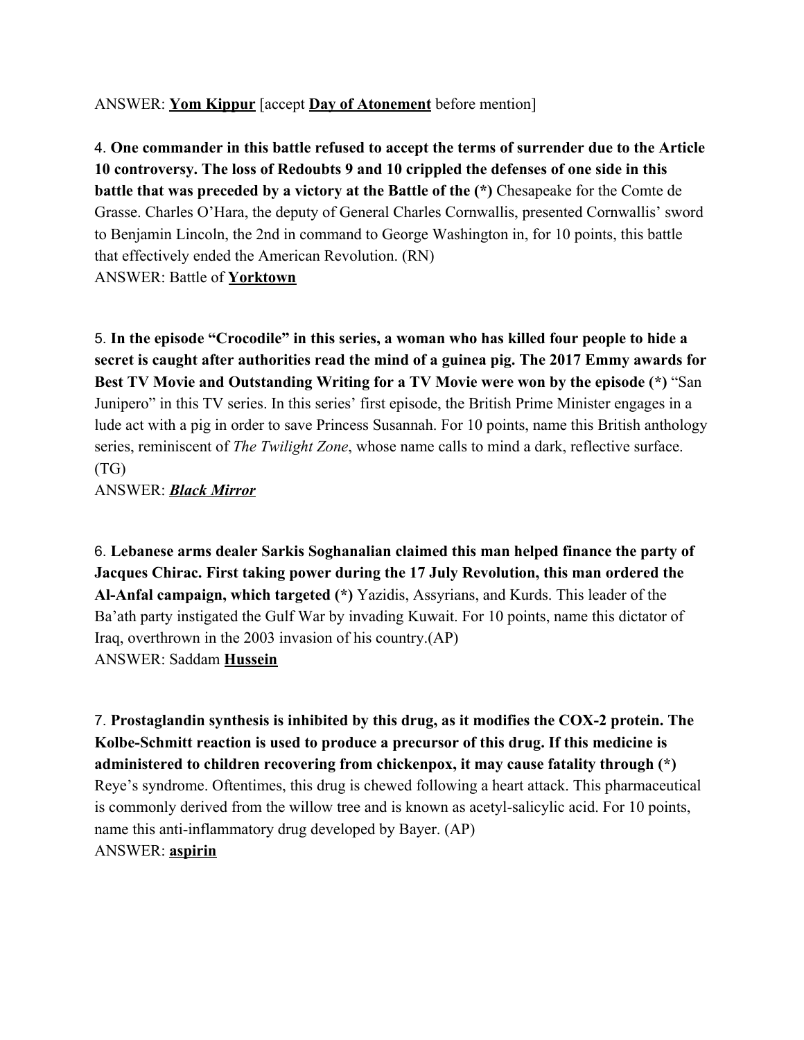ANSWER: **Yom Kippur** [accept **Day of Atonement** before mention]

4. **One commander in this battle refused to accept the terms of surrender due to the Article 10 controversy. The loss of Redoubts 9 and 10 crippled the defenses of one side in this battle that was preceded by a victory at the Battle of the (*)** Chesapeake for the Comte de Grasse. Charles O'Hara, the deputy of General Charles Cornwallis, presented Cornwallis' sword to Benjamin Lincoln, the 2nd in command to George Washington in, for 10 points, this battle that effectively ended the American Revolution. (RN)
ANSWER: Battle of **Yorktown**

5. **In the episode "Crocodile" in this series, a woman who has killed four people to hide a secret is caught after authorities read the mind of a guinea pig. The 2017 Emmy awards for Best TV Movie and Outstanding Writing for a TV Movie were won by the episode (*)** "San Junipero" in this TV series. In this series' first episode, the British Prime Minister engages in a lude act with a pig in order to save Princess Susannah. For 10 points, name this British anthology series, reminiscent of *The Twilight Zone*, whose name calls to mind a dark, reflective surface. (TG)
ANSWER: ***Black Mirror***

6. **Lebanese arms dealer Sarkis Soghanalian claimed this man helped finance the party of Jacques Chirac. First taking power during the 17 July Revolution, this man ordered the Al-Anfal campaign, which targeted (*)** Yazidis, Assyrians, and Kurds. This leader of the Ba'ath party instigated the Gulf War by invading Kuwait. For 10 points, name this dictator of Iraq, overthrown in the 2003 invasion of his country.(AP)
ANSWER: Saddam **Hussein**

7. **Prostaglandin synthesis is inhibited by this drug, as it modifies the COX-2 protein. The Kolbe-Schmitt reaction is used to produce a precursor of this drug. If this medicine is administered to children recovering from chickenpox, it may cause fatality through (*)** Reye's syndrome. Oftentimes, this drug is chewed following a heart attack. This pharmaceutical is commonly derived from the willow tree and is known as acetyl-salicylic acid. For 10 points, name this anti-inflammatory drug developed by Bayer. (AP)
ANSWER: **aspirin**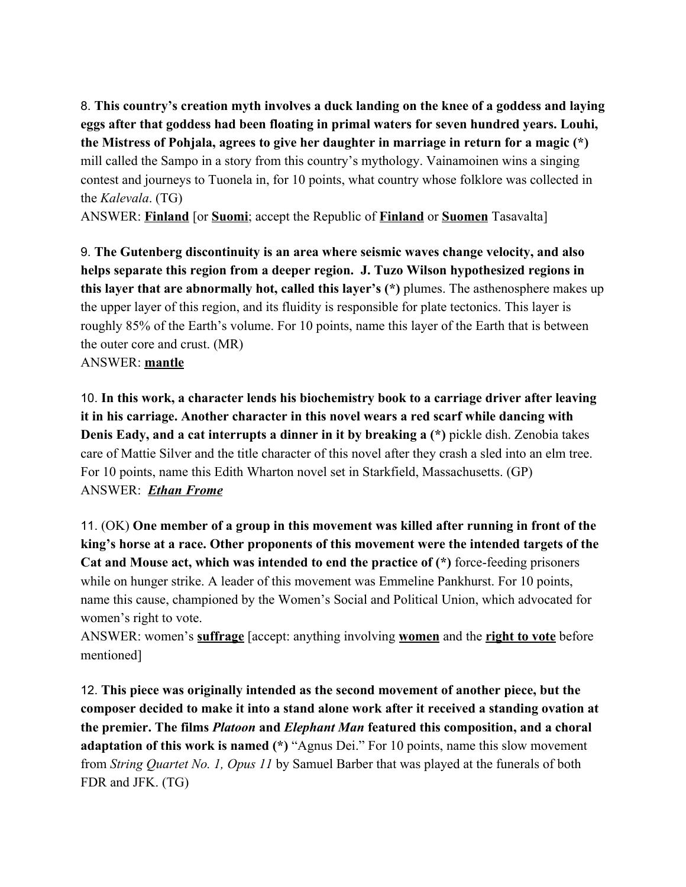8. **This country's creation myth involves a duck landing on the knee of a goddess and laying eggs after that goddess had been floating in primal waters for seven hundred years. Louhi, the Mistress of Pohjala, agrees to give her daughter in marriage in return for a magic (*)** mill called the Sampo in a story from this country's mythology. Vainamoinen wins a singing contest and journeys to Tuonela in, for 10 points, what country whose folklore was collected in the *Kalevala*. (TG)

ANSWER: **Finland** [or **Suomi**; accept the Republic of **Finland** or **Suomen** Tasavalta]

9. **The Gutenberg discontinuity is an area where seismic waves change velocity, and also helps separate this region from a deeper region. J. Tuzo Wilson hypothesized regions in this layer that are abnormally hot, called this layer's (*)** plumes. The asthenosphere makes up the upper layer of this region, and its fluidity is responsible for plate tectonics. This layer is roughly 85% of the Earth's volume. For 10 points, name this layer of the Earth that is between the outer core and crust. (MR)

ANSWER: **mantle**

10. **In this work, a character lends his biochemistry book to a carriage driver after leaving it in his carriage. Another character in this novel wears a red scarf while dancing with Denis Eady, and a cat interrupts a dinner in it by breaking a (*)** pickle dish. Zenobia takes care of Mattie Silver and the title character of this novel after they crash a sled into an elm tree. For 10 points, name this Edith Wharton novel set in Starkfield, Massachusetts. (GP)

ANSWER: ***Ethan Frome***

11. (OK) **One member of a group in this movement was killed after running in front of the king's horse at a race. Other proponents of this movement were the intended targets of the Cat and Mouse act, which was intended to end the practice of (*)** force-feeding prisoners while on hunger strike. A leader of this movement was Emmeline Pankhurst. For 10 points, name this cause, championed by the Women's Social and Political Union, which advocated for women's right to vote.

ANSWER: women's **suffrage** [accept: anything involving **women** and the **right to vote** before mentioned]

12. **This piece was originally intended as the second movement of another piece, but the composer decided to make it into a stand alone work after it received a standing ovation at the premier. The films *Platoon* and *Elephant Man* featured this composition, and a choral adaptation of this work is named (*)** "Agnus Dei." For 10 points, name this slow movement from *String Quartet No. 1, Opus 11* by Samuel Barber that was played at the funerals of both FDR and JFK. (TG)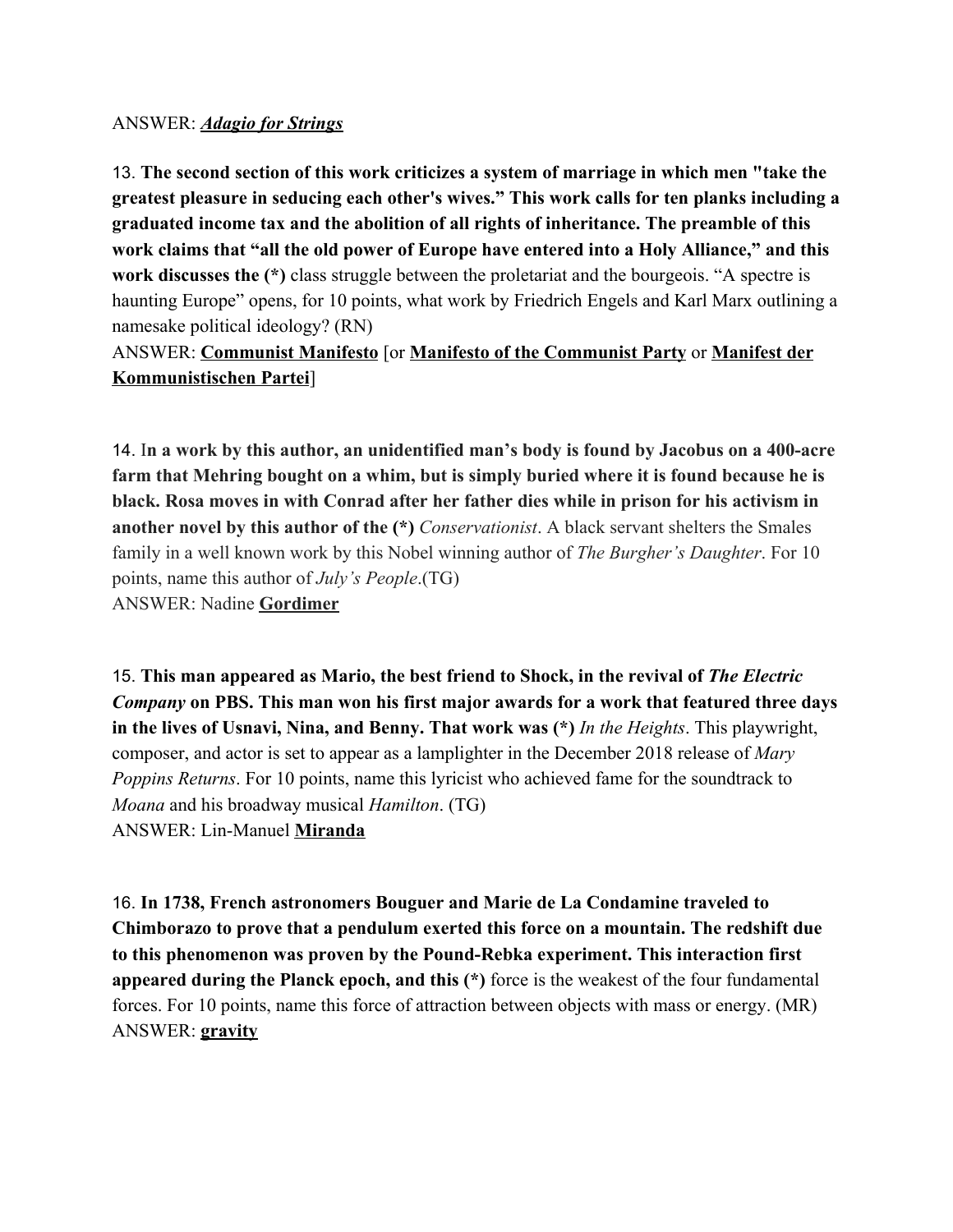ANSWER: ***Adagio for Strings***

13. **The second section of this work criticizes a system of marriage in which men "take the greatest pleasure in seducing each other's wives." This work calls for ten planks including a graduated income tax and the abolition of all rights of inheritance. The preamble of this work claims that "all the old power of Europe have entered into a Holy Alliance," and this work discusses the (*)** class struggle between the proletariat and the bourgeois. "A spectre is haunting Europe" opens, for 10 points, what work by Friedrich Engels and Karl Marx outlining a namesake political ideology? (RN)
ANSWER: **Communist Manifesto** [or **Manifesto of the Communist Party** or **Manifest der Kommunistischen Partei**]

14. I**n a work by this author, an unidentified man's body is found by Jacobus on a 400-acre farm that Mehring bought on a whim, but is simply buried where it is found because he is black. Rosa moves in with Conrad after her father dies while in prison for his activism in another novel by this author of the (*)** *Conservationist*. A black servant shelters the Smales family in a well known work by this Nobel winning author of *The Burgher's Daughter*. For 10 points, name this author of *July's People*.(TG)
ANSWER: Nadine **Gordimer**

15. **This man appeared as Mario, the best friend to Shock, in the revival of *The Electric Company* on PBS. This man won his first major awards for a work that featured three days in the lives of Usnavi, Nina, and Benny. That work was (*)** *In the Heights*. This playwright, composer, and actor is set to appear as a lamplighter in the December 2018 release of *Mary Poppins Returns*. For 10 points, name this lyricist who achieved fame for the soundtrack to *Moana* and his broadway musical *Hamilton*. (TG)
ANSWER: Lin-Manuel **Miranda**

16. **In 1738, French astronomers Bouguer and Marie de La Condamine traveled to Chimborazo to prove that a pendulum exerted this force on a mountain. The redshift due to this phenomenon was proven by the Pound-Rebka experiment. This interaction first appeared during the Planck epoch, and this (*)** force is the weakest of the four fundamental forces. For 10 points, name this force of attraction between objects with mass or energy. (MR)
ANSWER: **gravity**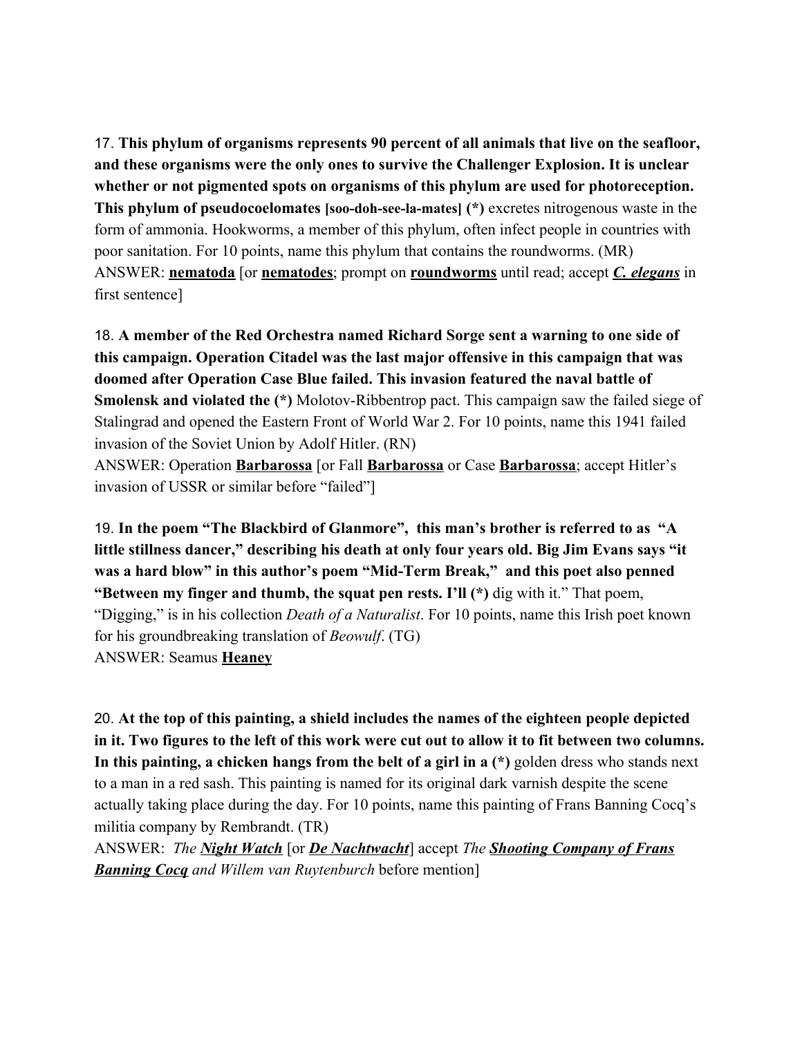17. **This phylum of organisms represents 90 percent of all animals that live on the seafloor, and these organisms were the only ones to survive the Challenger Explosion. It is unclear whether or not pigmented spots on organisms of this phylum are used for photoreception. This phylum of pseudocoelomates [soo-doh-see-la-mates] (*)** excretes nitrogenous waste in the form of ammonia. Hookworms, a member of this phylum, often infect people in countries with poor sanitation. For 10 points, name this phylum that contains the roundworms. (MR)
ANSWER: **<u>nematoda</u>** [or **<u>nematodes</u>**; prompt on **<u>roundworms</u>** until read; accept ***<u>C. elegans</u>*** in first sentence]

18. **A member of the Red Orchestra named Richard Sorge sent a warning to one side of this campaign. Operation Citadel was the last major offensive in this campaign that was doomed after Operation Case Blue failed. This invasion featured the naval battle of Smolensk and violated the (*)** Molotov-Ribbentrop pact. This campaign saw the failed siege of Stalingrad and opened the Eastern Front of World War 2. For 10 points, name this 1941 failed invasion of the Soviet Union by Adolf Hitler. (RN)
ANSWER: Operation **<u>Barbarossa</u>** [or Fall **<u>Barbarossa</u>** or Case **<u>Barbarossa</u>**; accept Hitler's invasion of USSR or similar before "failed"]

19. **In the poem "The Blackbird of Glanmore", this man's brother is referred to as "A little stillness dancer," describing his death at only four years old. Big Jim Evans says "it was a hard blow" in this author's poem "Mid-Term Break," and this poet also penned "Between my finger and thumb, the squat pen rests. I'll (*)** dig with it." That poem, "Digging," is in his collection *Death of a Naturalist*. For 10 points, name this Irish poet known for his groundbreaking translation of *Beowulf*. (TG)
ANSWER: Seamus **<u>Heaney</u>**

20. **At the top of this painting, a shield includes the names of the eighteen people depicted in it. Two figures to the left of this work were cut out to allow it to fit between two columns. In this painting, a chicken hangs from the belt of a girl in a (*)** golden dress who stands next to a man in a red sash. This painting is named for its original dark varnish despite the scene actually taking place during the day. For 10 points, name this painting of Frans Banning Cocq's militia company by Rembrandt. (TR)
ANSWER: *The **<u>Night Watch</u>*** [or ***<u>De Nachtwacht</u>***] accept *The **<u>Shooting Company of Frans Banning Cocq</u>** and Willem van Ruytenburch* before mention]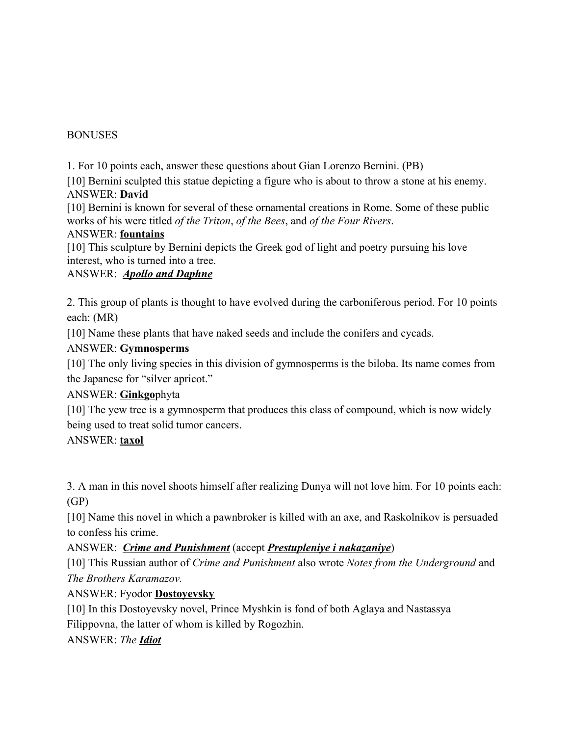BONUSES

1. For 10 points each, answer these questions about Gian Lorenzo Bernini. (PB)

[10] Bernini sculpted this statue depicting a figure who is about to throw a stone at his enemy.
ANSWER: **David**

[10] Bernini is known for several of these ornamental creations in Rome. Some of these public works of his were titled *of the Triton*, *of the Bees*, and *of the Four Rivers*.
ANSWER: **fountains**

[10] This sculpture by Bernini depicts the Greek god of light and poetry pursuing his love interest, who is turned into a tree.
ANSWER: ***Apollo and Daphne***

2. This group of plants is thought to have evolved during the carboniferous period. For 10 points each: (MR)

[10] Name these plants that have naked seeds and include the conifers and cycads.
ANSWER: **Gymnosperms**

[10] The only living species in this division of gymnosperms is the biloba. Its name comes from the Japanese for "silver apricot."
ANSWER: **Ginkgo**phyta

[10] The yew tree is a gymnosperm that produces this class of compound, which is now widely being used to treat solid tumor cancers.
ANSWER: **taxol**

3. A man in this novel shoots himself after realizing Dunya will not love him. For 10 points each: (GP)

[10] Name this novel in which a pawnbroker is killed with an axe, and Raskolnikov is persuaded to confess his crime.
ANSWER: ***Crime and Punishment*** (accept ***Prestupleniye i nakazaniye***)

[10] This Russian author of *Crime and Punishment* also wrote *Notes from the Underground* and *The Brothers Karamazov.*
ANSWER: Fyodor **Dostoyevsky**

[10] In this Dostoyevsky novel, Prince Myshkin is fond of both Aglaya and Nastassya Filippovna, the latter of whom is killed by Rogozhin.
ANSWER: *The* ***Idiot***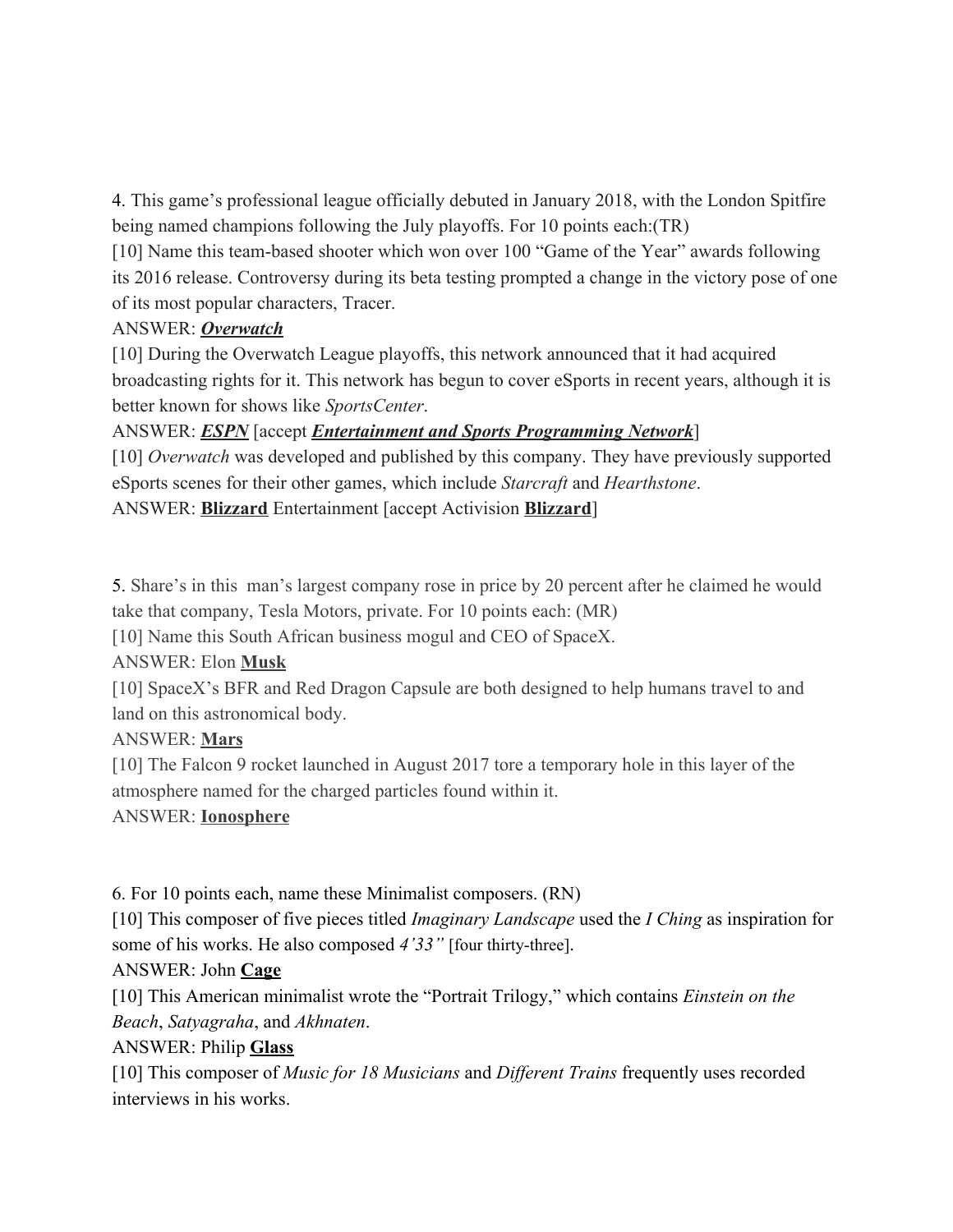4. This game's professional league officially debuted in January 2018, with the London Spitfire being named champions following the July playoffs. For 10 points each:(TR)

[10] Name this team-based shooter which won over 100 "Game of the Year" awards following its 2016 release. Controversy during its beta testing prompted a change in the victory pose of one of its most popular characters, Tracer.

ANSWER: ***Overwatch***

[10] During the Overwatch League playoffs, this network announced that it had acquired broadcasting rights for it. This network has begun to cover eSports in recent years, although it is better known for shows like *SportsCenter*.

ANSWER: ***ESPN*** [accept ***Entertainment and Sports Programming Network***]

[10] *Overwatch* was developed and published by this company. They have previously supported eSports scenes for their other games, which include *Starcraft* and *Hearthstone*.

ANSWER: **Blizzard** Entertainment [accept Activision **Blizzard**]

5. Share's in this  man's largest company rose in price by 20 percent after he claimed he would take that company, Tesla Motors, private. For 10 points each: (MR)

[10] Name this South African business mogul and CEO of SpaceX.

ANSWER: Elon **Musk**

[10] SpaceX's BFR and Red Dragon Capsule are both designed to help humans travel to and land on this astronomical body.

ANSWER: **Mars**

[10] The Falcon 9 rocket launched in August 2017 tore a temporary hole in this layer of the atmosphere named for the charged particles found within it.

ANSWER: **Ionosphere**

6. For 10 points each, name these Minimalist composers. (RN)

[10] This composer of five pieces titled *Imaginary Landscape* used the *I Ching* as inspiration for some of his works. He also composed *4'33"* [four thirty-three].

ANSWER: John **Cage**

[10] This American minimalist wrote the "Portrait Trilogy," which contains *Einstein on the Beach*, *Satyagraha*, and *Akhnaten*.

ANSWER: Philip **Glass**

[10] This composer of *Music for 18 Musicians* and *Different Trains* frequently uses recorded interviews in his works.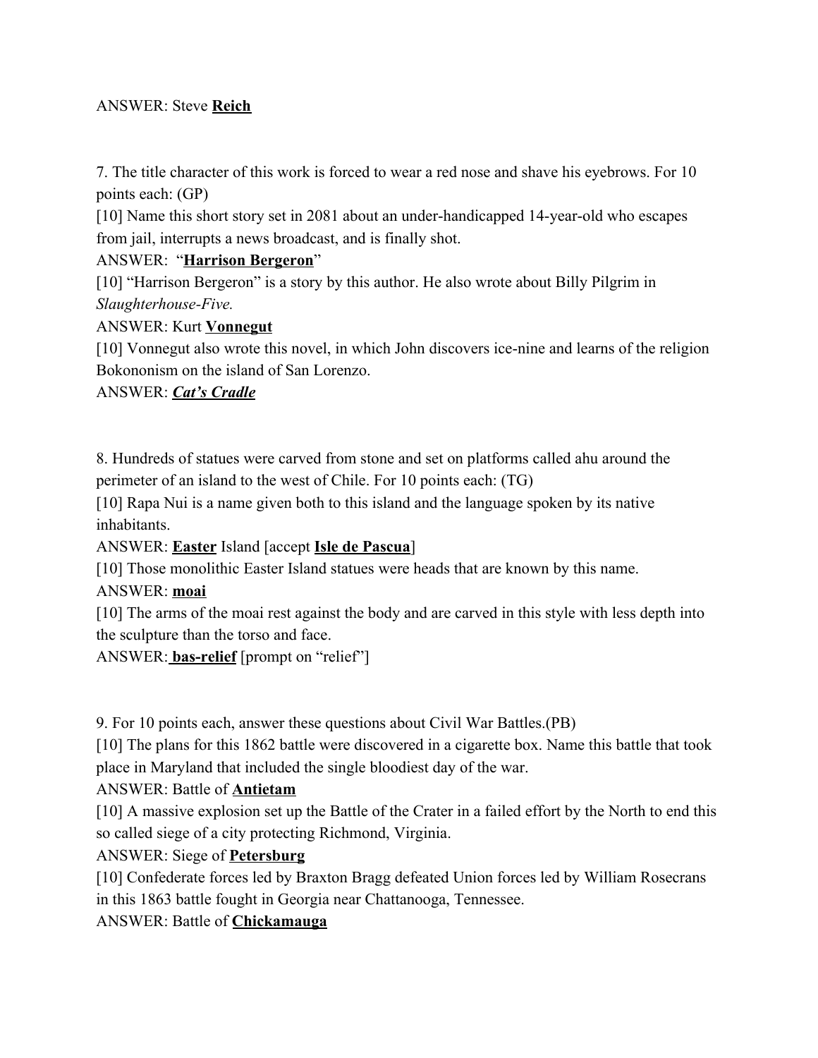ANSWER: Steve **Reich**

7. The title character of this work is forced to wear a red nose and shave his eyebrows. For 10 points each: (GP)

[10] Name this short story set in 2081 about an under-handicapped 14-year-old who escapes from jail, interrupts a news broadcast, and is finally shot.

ANSWER: "**Harrison Bergeron**"

[10] "Harrison Bergeron" is a story by this author. He also wrote about Billy Pilgrim in *Slaughterhouse-Five.*

ANSWER: Kurt **Vonnegut**

[10] Vonnegut also wrote this novel, in which John discovers ice-nine and learns of the religion Bokononism on the island of San Lorenzo.

ANSWER: ***Cat's Cradle***

8. Hundreds of statues were carved from stone and set on platforms called ahu around the perimeter of an island to the west of Chile. For 10 points each: (TG)

[10] Rapa Nui is a name given both to this island and the language spoken by its native inhabitants.

ANSWER: **Easter** Island [accept **Isle de Pascua**]

[10] Those monolithic Easter Island statues were heads that are known by this name.

ANSWER: **moai**

[10] The arms of the moai rest against the body and are carved in this style with less depth into the sculpture than the torso and face.

ANSWER: **bas-relief** [prompt on "relief"]

9. For 10 points each, answer these questions about Civil War Battles.(PB)

[10] The plans for this 1862 battle were discovered in a cigarette box. Name this battle that took place in Maryland that included the single bloodiest day of the war.

ANSWER: Battle of **Antietam**

[10] A massive explosion set up the Battle of the Crater in a failed effort by the North to end this so called siege of a city protecting Richmond, Virginia.

ANSWER: Siege of **Petersburg**

[10] Confederate forces led by Braxton Bragg defeated Union forces led by William Rosecrans in this 1863 battle fought in Georgia near Chattanooga, Tennessee.

ANSWER: Battle of **Chickamauga**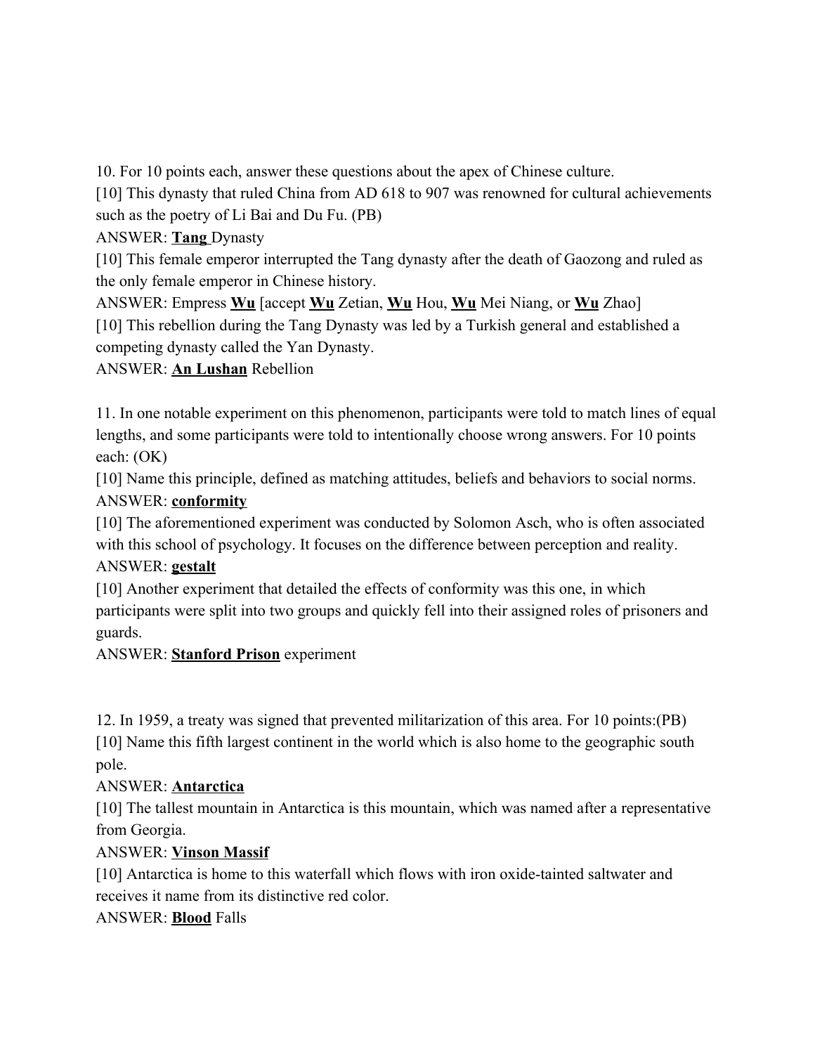10. For 10 points each, answer these questions about the apex of Chinese culture.

[10] This dynasty that ruled China from AD 618 to 907 was renowned for cultural achievements such as the poetry of Li Bai and Du Fu. (PB)

ANSWER: **Tang** Dynasty

[10] This female emperor interrupted the Tang dynasty after the death of Gaozong and ruled as the only female emperor in Chinese history.

ANSWER: Empress **Wu** [accept **Wu** Zetian, **Wu** Hou, **Wu** Mei Niang, or **Wu** Zhao]

[10] This rebellion during the Tang Dynasty was led by a Turkish general and established a competing dynasty called the Yan Dynasty.

ANSWER: **An Lushan** Rebellion

11. In one notable experiment on this phenomenon, participants were told to match lines of equal lengths, and some participants were told to intentionally choose wrong answers. For 10 points each: (OK)

[10] Name this principle, defined as matching attitudes, beliefs and behaviors to social norms.

ANSWER: **conformity**

[10] The aforementioned experiment was conducted by Solomon Asch, who is often associated with this school of psychology. It focuses on the difference between perception and reality.

ANSWER: **gestalt**

[10] Another experiment that detailed the effects of conformity was this one, in which participants were split into two groups and quickly fell into their assigned roles of prisoners and guards.

ANSWER: **Stanford Prison** experiment

12. In 1959, a treaty was signed that prevented militarization of this area. For 10 points:(PB)

[10] Name this fifth largest continent in the world which is also home to the geographic south pole.

ANSWER: **Antarctica**

[10] The tallest mountain in Antarctica is this mountain, which was named after a representative from Georgia.

ANSWER: **Vinson Massif**

[10] Antarctica is home to this waterfall which flows with iron oxide-tainted saltwater and receives it name from its distinctive red color.

ANSWER: **Blood** Falls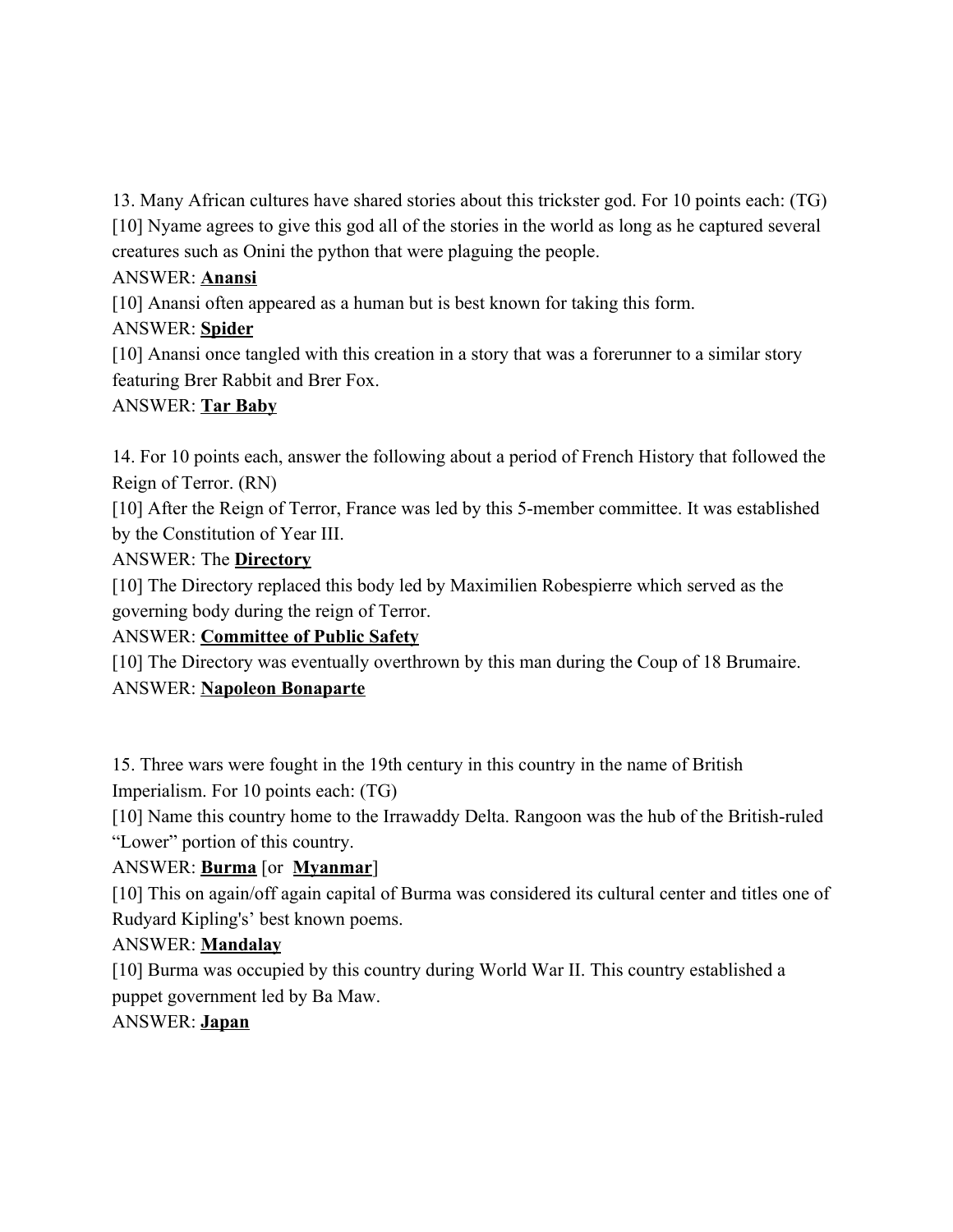13. Many African cultures have shared stories about this trickster god. For 10 points each: (TG)

[10] Nyame agrees to give this god all of the stories in the world as long as he captured several creatures such as Onini the python that were plaguing the people.

ANSWER: **<u>Anansi</u>**

[10] Anansi often appeared as a human but is best known for taking this form.

ANSWER: **<u>Spider</u>**

[10] Anansi once tangled with this creation in a story that was a forerunner to a similar story featuring Brer Rabbit and Brer Fox.

ANSWER: **<u>Tar Baby</u>**

14. For 10 points each, answer the following about a period of French History that followed the Reign of Terror. (RN)

[10] After the Reign of Terror, France was led by this 5-member committee. It was established by the Constitution of Year III.

ANSWER: The **<u>Directory</u>**

[10] The Directory replaced this body led by Maximilien Robespierre which served as the governing body during the reign of Terror.

ANSWER: **<u>Committee of Public Safety</u>**

[10] The Directory was eventually overthrown by this man during the Coup of 18 Brumaire.

ANSWER: **<u>Napoleon Bonaparte</u>**

15. Three wars were fought in the 19th century in this country in the name of British Imperialism. For 10 points each: (TG)

[10] Name this country home to the Irrawaddy Delta. Rangoon was the hub of the British-ruled "Lower" portion of this country.

ANSWER: **<u>Burma</u>** [or **<u>Myanmar</u>**]

[10] This on again/off again capital of Burma was considered its cultural center and titles one of Rudyard Kipling's' best known poems.

ANSWER: **<u>Mandalay</u>**

[10] Burma was occupied by this country during World War II. This country established a puppet government led by Ba Maw.

ANSWER: **<u>Japan</u>**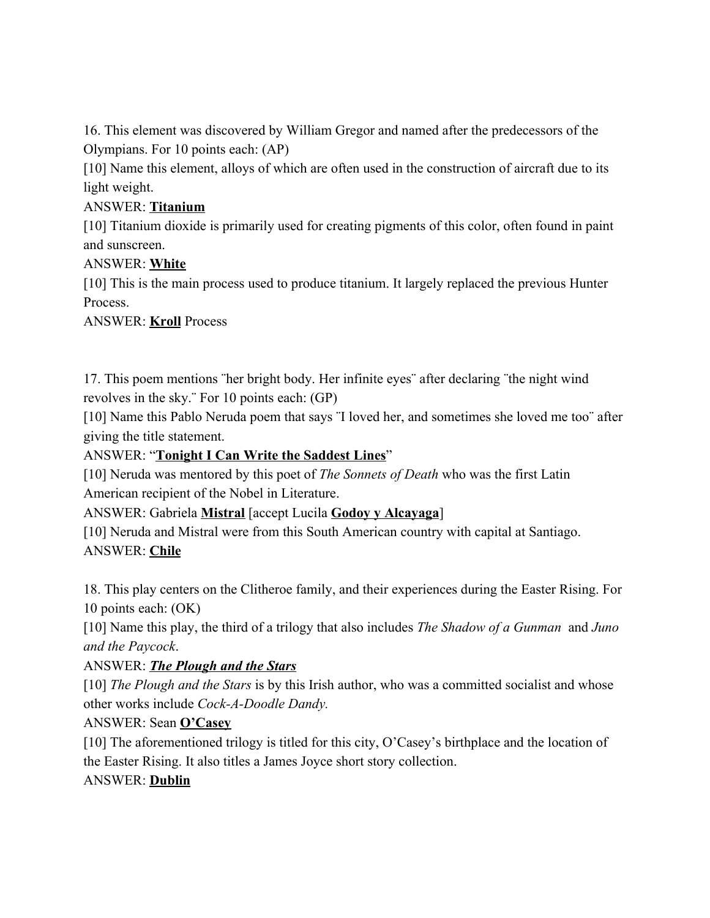16. This element was discovered by William Gregor and named after the predecessors of the Olympians. For 10 points each: (AP)

[10] Name this element, alloys of which are often used in the construction of aircraft due to its light weight.

ANSWER: **Titanium**

[10] Titanium dioxide is primarily used for creating pigments of this color, often found in paint and sunscreen.

ANSWER: **White**

[10] This is the main process used to produce titanium. It largely replaced the previous Hunter Process.

ANSWER: **Kroll** Process

17. This poem mentions ¨her bright body. Her infinite eyes¨ after declaring ¨the night wind revolves in the sky.¨ For 10 points each: (GP)

[10] Name this Pablo Neruda poem that says ¨I loved her, and sometimes she loved me too¨ after giving the title statement.

ANSWER: "**Tonight I Can Write the Saddest Lines**"

[10] Neruda was mentored by this poet of *The Sonnets of Death* who was the first Latin American recipient of the Nobel in Literature.

ANSWER: Gabriela **Mistral** [accept Lucila **Godoy y Alcayaga**]

[10] Neruda and Mistral were from this South American country with capital at Santiago.

ANSWER: **Chile**

18. This play centers on the Clitheroe family, and their experiences during the Easter Rising. For 10 points each: (OK)

[10] Name this play, the third of a trilogy that also includes *The Shadow of a Gunman* and *Juno and the Paycock*.

ANSWER: ***The Plough and the Stars***

[10] *The Plough and the Stars* is by this Irish author, who was a committed socialist and whose other works include *Cock-A-Doodle Dandy.*

ANSWER: Sean **O'Casey**

[10] The aforementioned trilogy is titled for this city, O'Casey's birthplace and the location of the Easter Rising. It also titles a James Joyce short story collection.

ANSWER: **Dublin**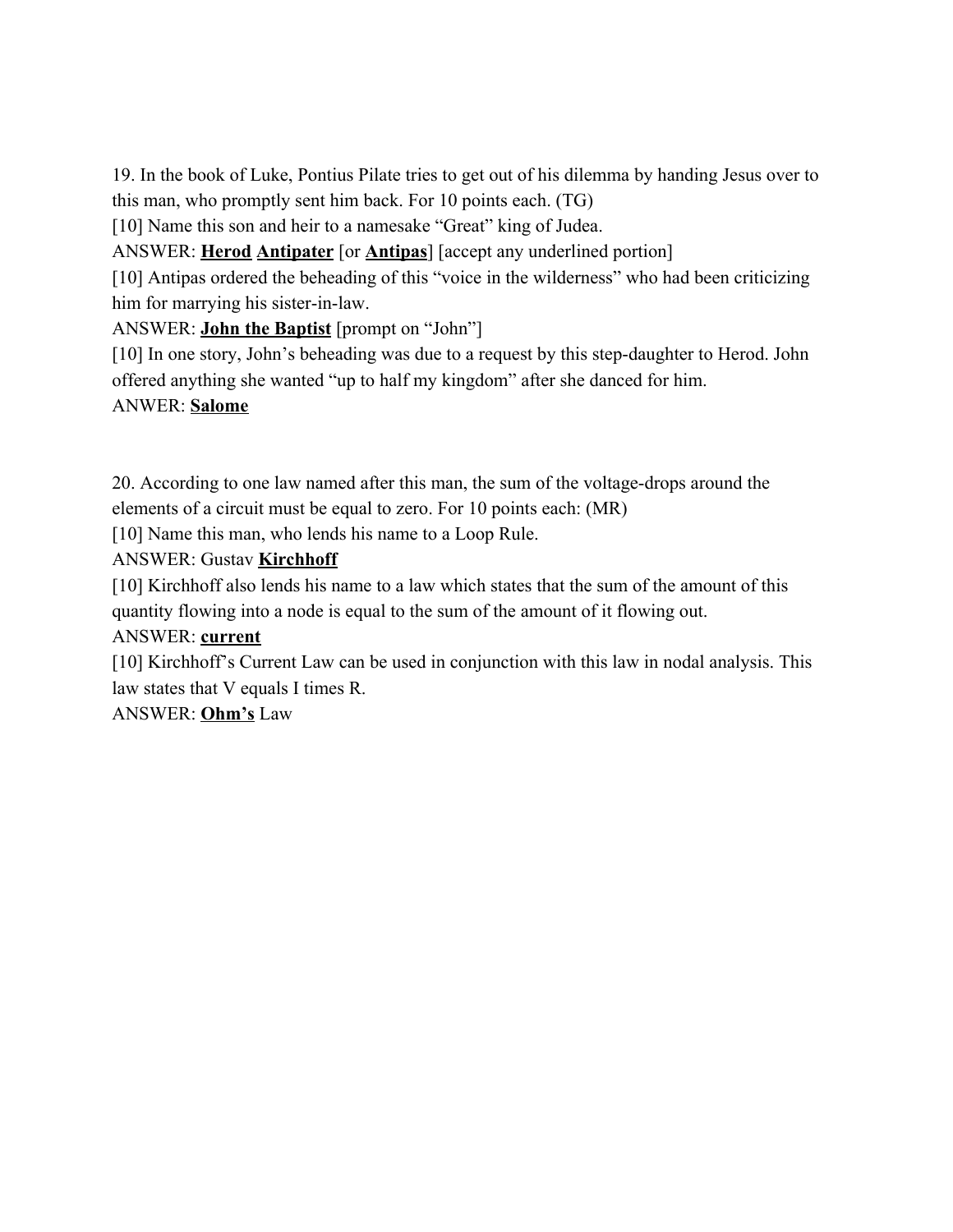19. In the book of Luke, Pontius Pilate tries to get out of his dilemma by handing Jesus over to this man, who promptly sent him back. For 10 points each. (TG)

[10] Name this son and heir to a namesake "Great" king of Judea.

ANSWER: **Herod** **Antipater** [or **Antipas**] [accept any underlined portion]

[10] Antipas ordered the beheading of this "voice in the wilderness" who had been criticizing him for marrying his sister-in-law.

ANSWER: **John the Baptist** [prompt on "John"]

[10] In one story, John's beheading was due to a request by this step-daughter to Herod. John offered anything she wanted "up to half my kingdom" after she danced for him.

ANWER: **Salome**

20. According to one law named after this man, the sum of the voltage-drops around the elements of a circuit must be equal to zero. For 10 points each: (MR)

[10] Name this man, who lends his name to a Loop Rule.

ANSWER: Gustav **Kirchhoff**

[10] Kirchhoff also lends his name to a law which states that the sum of the amount of this quantity flowing into a node is equal to the sum of the amount of it flowing out.

ANSWER: **current**

[10] Kirchhoff's Current Law can be used in conjunction with this law in nodal analysis. This law states that V equals I times R.

ANSWER: **Ohm's** Law